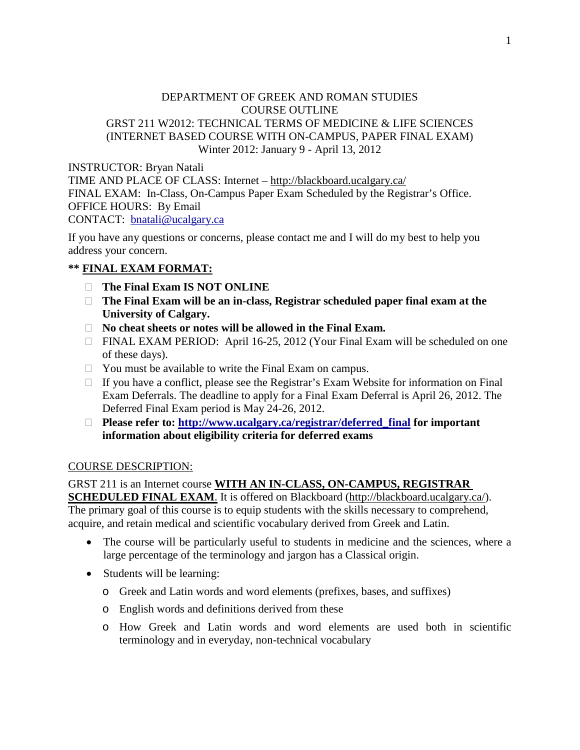DEPARTMENT OF GREEK AND ROMAN STUDIES
COURSE OUTLINE
GRST 211 W2012: TECHNICAL TERMS OF MEDICINE & LIFE SCIENCES
(INTERNET BASED COURSE WITH ON-CAMPUS, PAPER FINAL EXAM)
Winter 2012: January 9 - April 13, 2012

INSTRUCTOR: Bryan Natali
TIME AND PLACE OF CLASS: Internet – http://blackboard.ucalgary.ca/
FINAL EXAM: In-Class, On-Campus Paper Exam Scheduled by the Registrar's Office.
OFFICE HOURS: By Email
CONTACT: bnatali@ucalgary.ca

If you have any questions or concerns, please contact me and I will do my best to help you address your concern.

**\*\* FINAL EXAM FORMAT:**

- **The Final Exam IS NOT ONLINE**
- **The Final Exam will be an in-class, Registrar scheduled paper final exam at the University of Calgary.**
- **No cheat sheets or notes will be allowed in the Final Exam.**
- FINAL EXAM PERIOD: April 16-25, 2012 (Your Final Exam will be scheduled on one of these days).
- You must be available to write the Final Exam on campus.
- If you have a conflict, please see the Registrar's Exam Website for information on Final Exam Deferrals. The deadline to apply for a Final Exam Deferral is April 26, 2012. The Deferred Final Exam period is May 24-26, 2012.
- **Please refer to: http://www.ucalgary.ca/registrar/deferred_final for important information about eligibility criteria for deferred exams**

COURSE DESCRIPTION:

GRST 211 is an Internet course **WITH AN IN-CLASS, ON-CAMPUS, REGISTRAR SCHEDULED FINAL EXAM**. It is offered on Blackboard (http://blackboard.ucalgary.ca/). The primary goal of this course is to equip students with the skills necessary to comprehend, acquire, and retain medical and scientific vocabulary derived from Greek and Latin.

- The course will be particularly useful to students in medicine and the sciences, where a large percentage of the terminology and jargon has a Classical origin.
- Students will be learning:
  - Greek and Latin words and word elements (prefixes, bases, and suffixes)
  - English words and definitions derived from these
  - How Greek and Latin words and word elements are used both in scientific terminology and in everyday, non-technical vocabulary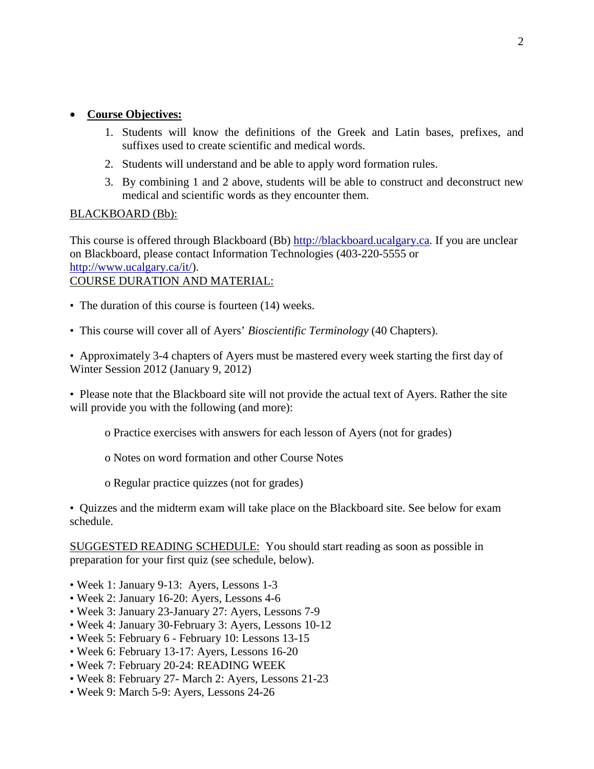- **Course Objectives:**
    1. Students will know the definitions of the Greek and Latin bases, prefixes, and suffixes used to create scientific and medical words.
    2. Students will understand and be able to apply word formation rules.
    3. By combining 1 and 2 above, students will be able to construct and deconstruct new medical and scientific words as they encounter them.

BLACKBOARD (Bb):

This course is offered through Blackboard (Bb) http://blackboard.ucalgary.ca. If you are unclear on Blackboard, please contact Information Technologies (403-220-5555 or http://www.ucalgary.ca/it/).

COURSE DURATION AND MATERIAL:

- The duration of this course is fourteen (14) weeks.
- This course will cover all of Ayers' *Bioscientific Terminology* (40 Chapters).
- Approximately 3-4 chapters of Ayers must be mastered every week starting the first day of Winter Session 2012 (January 9, 2012)
- Please note that the Blackboard site will not provide the actual text of Ayers. Rather the site will provide you with the following (and more):
    - Practice exercises with answers for each lesson of Ayers (not for grades)
    - Notes on word formation and other Course Notes
    - Regular practice quizzes (not for grades)
- Quizzes and the midterm exam will take place on the Blackboard site. See below for exam schedule.

SUGGESTED READING SCHEDULE: You should start reading as soon as possible in preparation for your first quiz (see schedule, below).

- Week 1: January 9-13: Ayers, Lessons 1-3
- Week 2: January 16-20: Ayers, Lessons 4-6
- Week 3: January 23-January 27: Ayers, Lessons 7-9
- Week 4: January 30-February 3: Ayers, Lessons 10-12
- Week 5: February 6 - February 10: Lessons 13-15
- Week 6: February 13-17: Ayers, Lessons 16-20
- Week 7: February 20-24: READING WEEK
- Week 8: February 27- March 2: Ayers, Lessons 21-23
- Week 9: March 5-9: Ayers, Lessons 24-26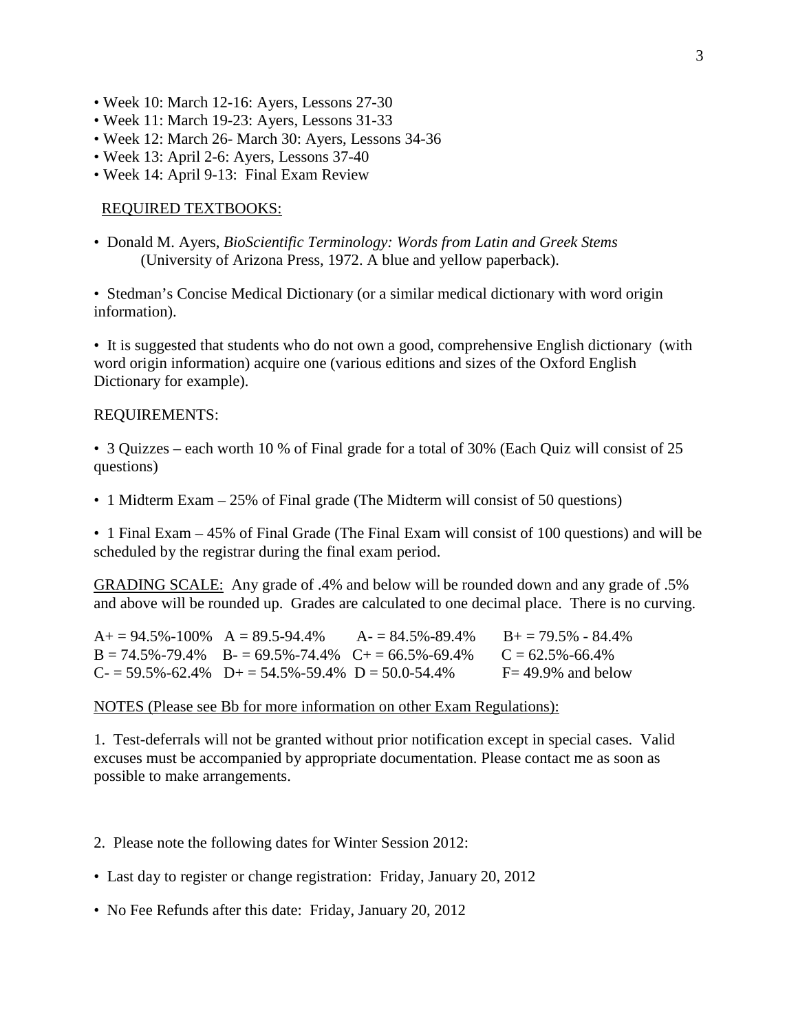- Week 10: March 12-16: Ayers, Lessons 27-30
- Week 11: March 19-23: Ayers, Lessons 31-33
- Week 12: March 26- March 30: Ayers, Lessons 34-36
- Week 13: April 2-6: Ayers, Lessons 37-40
- Week 14: April 9-13: Final Exam Review

REQUIRED TEXTBOOKS:

- Donald M. Ayers, *BioScientific Terminology: Words from Latin and Greek Stems* (University of Arizona Press, 1972. A blue and yellow paperback).

- Stedman's Concise Medical Dictionary (or a similar medical dictionary with word origin information).

- It is suggested that students who do not own a good, comprehensive English dictionary (with word origin information) acquire one (various editions and sizes of the Oxford English Dictionary for example).

REQUIREMENTS:

- 3 Quizzes – each worth 10 % of Final grade for a total of 30% (Each Quiz will consist of 25 questions)

- 1 Midterm Exam – 25% of Final grade (The Midterm will consist of 50 questions)

- 1 Final Exam – 45% of Final Grade (The Final Exam will consist of 100 questions) and will be scheduled by the registrar during the final exam period.

GRADING SCALE: Any grade of .4% and below will be rounded down and any grade of .5% and above will be rounded up. Grades are calculated to one decimal place. There is no curving.

| | | | |
|---|---|---|---|
| A+ = 94.5%-100% | A = 89.5-94.4% | A- = 84.5%-89.4% | B+ = 79.5% - 84.4% |
| B = 74.5%-79.4% | B- = 69.5%-74.4% | C+ = 66.5%-69.4% | C = 62.5%-66.4% |
| C- = 59.5%-62.4% | D+ = 54.5%-59.4% | D = 50.0-54.4% | F= 49.9% and below |

NOTES (Please see Bb for more information on other Exam Regulations):

1. Test-deferrals will not be granted without prior notification except in special cases. Valid excuses must be accompanied by appropriate documentation. Please contact me as soon as possible to make arrangements.

2. Please note the following dates for Winter Session 2012:

- Last day to register or change registration: Friday, January 20, 2012

- No Fee Refunds after this date: Friday, January 20, 2012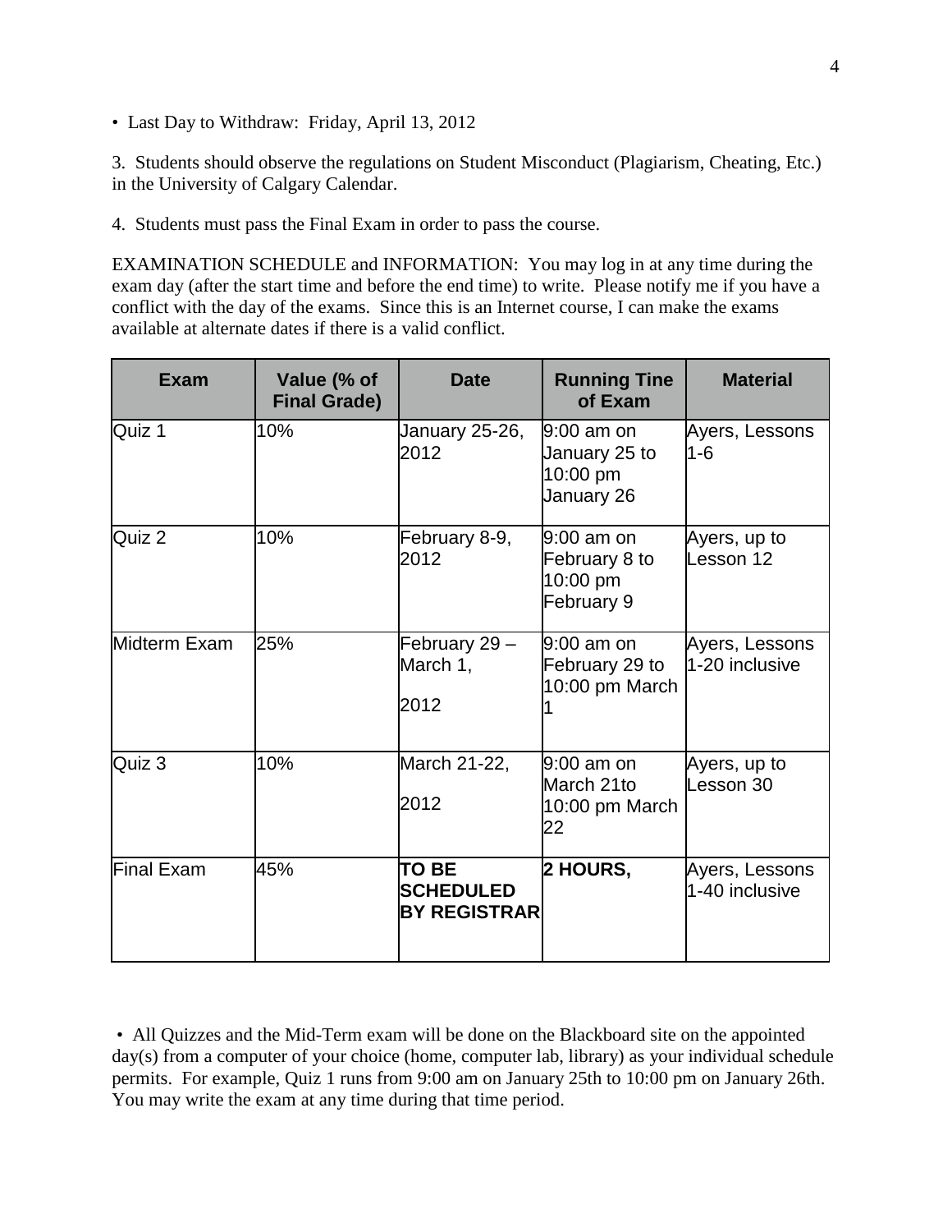- Last Day to Withdraw: Friday, April 13, 2012

3. Students should observe the regulations on Student Misconduct (Plagiarism, Cheating, Etc.) in the University of Calgary Calendar.

4. Students must pass the Final Exam in order to pass the course.

EXAMINATION SCHEDULE and INFORMATION: You may log in at any time during the exam day (after the start time and before the end time) to write. Please notify me if you have a conflict with the day of the exams. Since this is an Internet course, I can make the exams available at alternate dates if there is a valid conflict.

| Exam | Value (% of Final Grade) | Date | Running Tine of Exam | Material |
|---|---|---|---|---|
| Quiz 1 | 10% | January 25-26, 2012 | 9:00 am on January 25 to 10:00 pm January 26 | Ayers, Lessons 1-6 |
| Quiz 2 | 10% | February 8-9, 2012 | 9:00 am on February 8 to 10:00 pm February 9 | Ayers, up to Lesson 12 |
| Midterm Exam | 25% | February 29 – March 1, 2012 | 9:00 am on February 29 to 10:00 pm March 1 | Ayers, Lessons 1-20 inclusive |
| Quiz 3 | 10% | March 21-22, 2012 | 9:00 am on March 21to 10:00 pm March 22 | Ayers, up to Lesson 30 |
| Final Exam | 45% | **TO BE SCHEDULED BY REGISTRAR** | **2 HOURS,** | Ayers, Lessons 1-40 inclusive |

- All Quizzes and the Mid-Term exam will be done on the Blackboard site on the appointed day(s) from a computer of your choice (home, computer lab, library) as your individual schedule permits. For example, Quiz 1 runs from 9:00 am on January 25th to 10:00 pm on January 26th. You may write the exam at any time during that time period.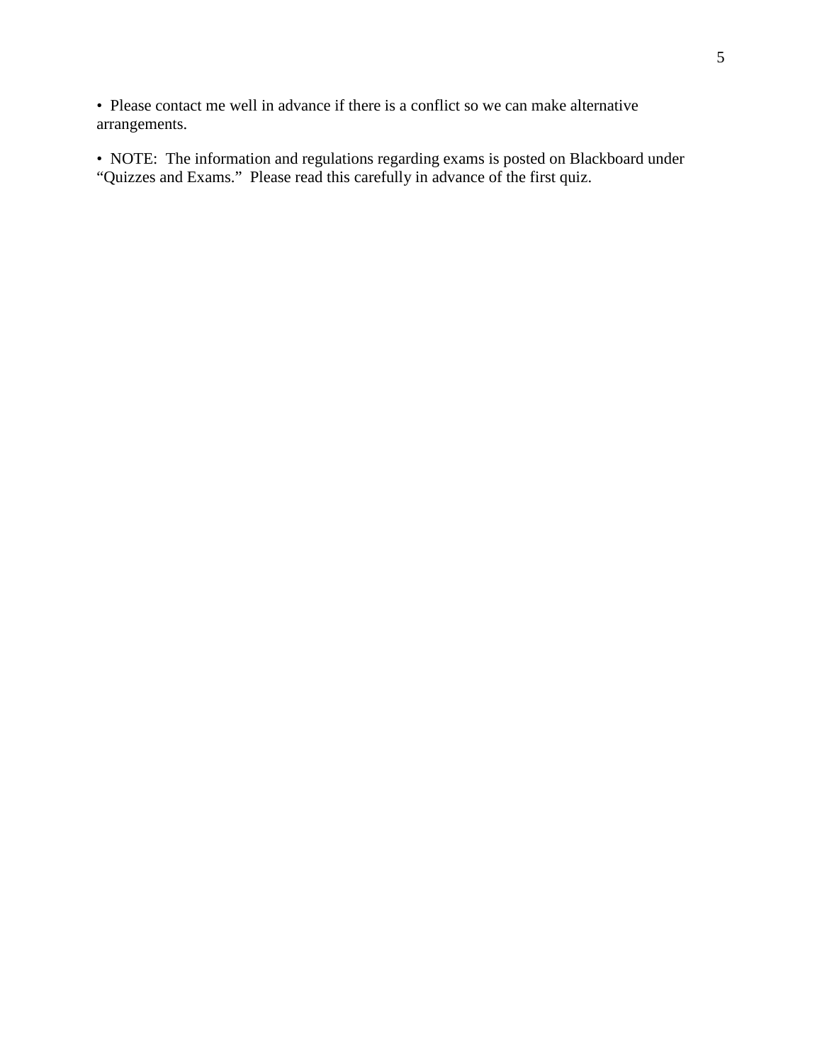• Please contact me well in advance if there is a conflict so we can make alternative arrangements.

• NOTE: The information and regulations regarding exams is posted on Blackboard under "Quizzes and Exams." Please read this carefully in advance of the first quiz.